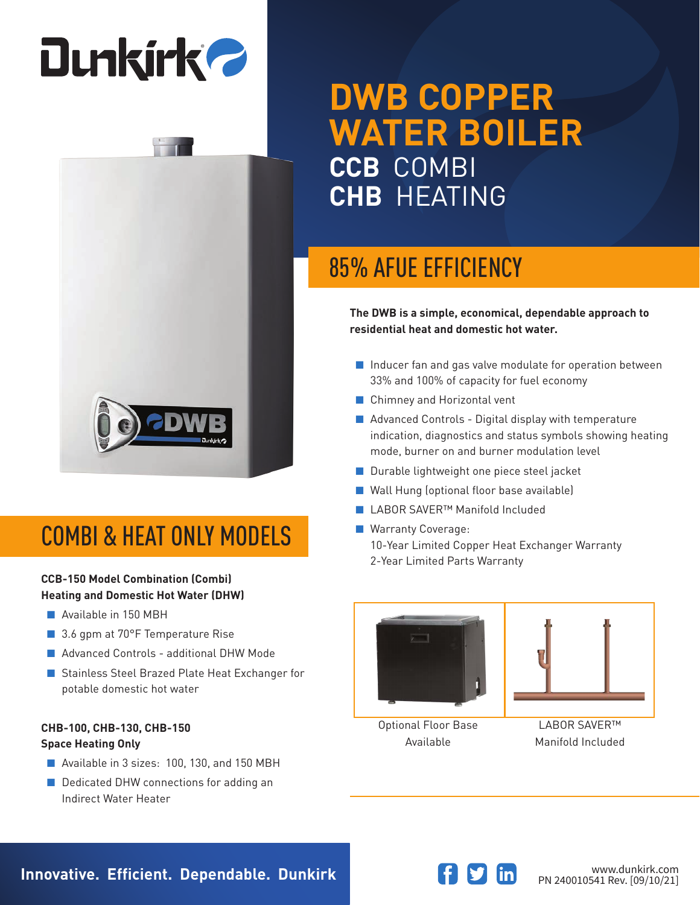Dunkirk

# DWB COPPER WATER BOILER

## CCB COMBI
## CHB HEATING

## 85% AFUE EFFICIENCY

**The DWB is a simple, economical, dependable approach to residential heat and domestic hot water.**

- Inducer fan and gas valve modulate for operation between 33% and 100% of capacity for fuel economy
- Chimney and Horizontal vent
- Advanced Controls - Digital display with temperature indication, diagnostics and status symbols showing heating mode, burner on and burner modulation level
- Durable lightweight one piece steel jacket
- Wall Hung (optional floor base available)
- LABOR SAVER™ Manifold Included
- Warranty Coverage:
  10-Year Limited Copper Heat Exchanger Warranty
  2-Year Limited Parts Warranty

## COMBI & HEAT ONLY MODELS

**CCB-150 Model Combination (Combi) Heating and Domestic Hot Water (DHW)**

- Available in 150 MBH
- 3.6 gpm at 70°F Temperature Rise
- Advanced Controls - additional DHW Mode
- Stainless Steel Brazed Plate Heat Exchanger for potable domestic hot water

**CHB-100, CHB-130, CHB-150 Space Heating Only**

- Available in 3 sizes: 100, 130, and 150 MBH
- Dedicated DHW connections for adding an Indirect Water Heater

Optional Floor Base Available

LABOR SAVER™ Manifold Included

**Innovative. Efficient. Dependable. Dunkirk**

www.dunkirk.com
PN 240010541 Rev. [09/10/21]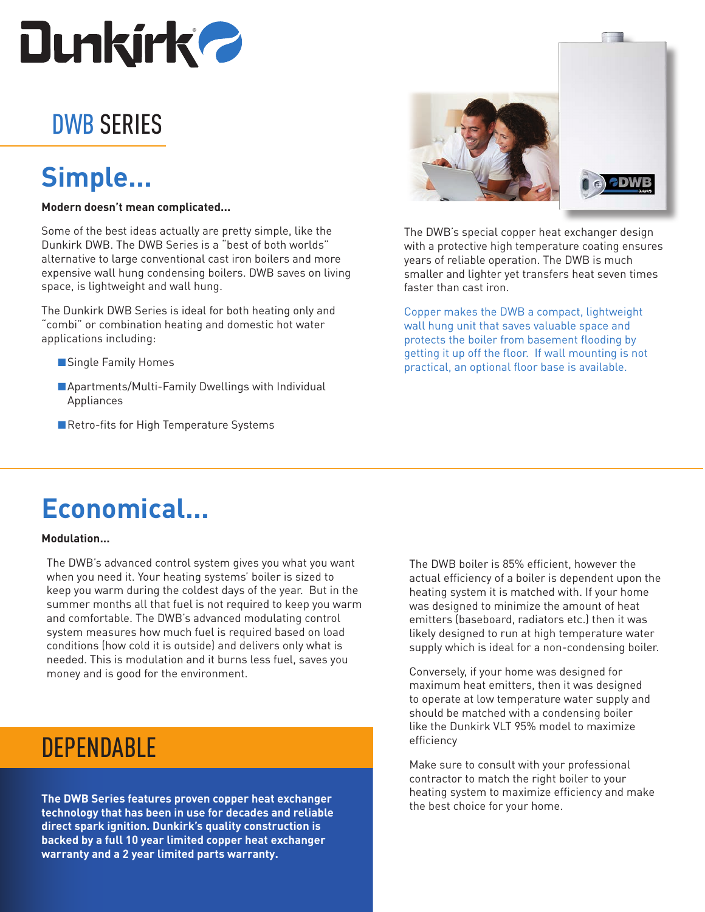# DWB SERIES

## Simple...

**Modern doesn't mean complicated...**

Some of the best ideas actually are pretty simple, like the Dunkirk DWB. The DWB Series is a "best of both worlds" alternative to large conventional cast iron boilers and more expensive wall hung condensing boilers. DWB saves on living space, is lightweight and wall hung.

The Dunkirk DWB Series is ideal for both heating only and "combi" or combination heating and domestic hot water applications including:

- Single Family Homes
- Apartments/Multi-Family Dwellings with Individual Appliances
- Retro-fits for High Temperature Systems

The DWB's special copper heat exchanger design with a protective high temperature coating ensures years of reliable operation. The DWB is much smaller and lighter yet transfers heat seven times faster than cast iron.

Copper makes the DWB a compact, lightweight wall hung unit that saves valuable space and protects the boiler from basement flooding by getting it up off the floor. If wall mounting is not practical, an optional floor base is available.

## Economical...

**Modulation...**

The DWB's advanced control system gives you what you want when you need it. Your heating systems' boiler is sized to keep you warm during the coldest days of the year. But in the summer months all that fuel is not required to keep you warm and comfortable. The DWB's advanced modulating control system measures how much fuel is required based on load conditions (how cold it is outside) and delivers only what is needed. This is modulation and it burns less fuel, saves you money and is good for the environment.

The DWB boiler is 85% efficient, however the actual efficiency of a boiler is dependent upon the heating system it is matched with. If your home was designed to minimize the amount of heat emitters (baseboard, radiators etc.) then it was likely designed to run at high temperature water supply which is ideal for a non-condensing boiler.

Conversely, if your home was designed for maximum heat emitters, then it was designed to operate at low temperature water supply and should be matched with a condensing boiler like the Dunkirk VLT 95% model to maximize efficiency

Make sure to consult with your professional contractor to match the right boiler to your heating system to maximize efficiency and make the best choice for your home.

## DEPENDABLE

**The DWB Series features proven copper heat exchanger technology that has been in use for decades and reliable direct spark ignition. Dunkirk's quality construction is backed by a full 10 year limited copper heat exchanger warranty and a 2 year limited parts warranty.**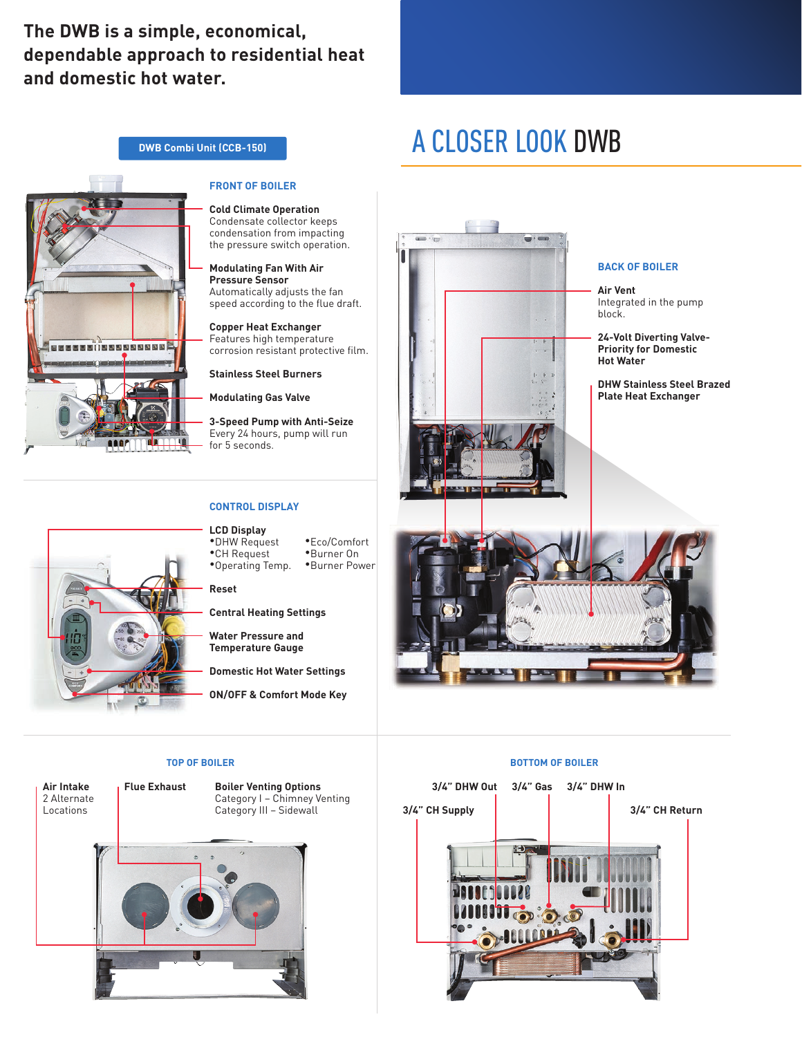**The DWB is a simple, economical, dependable approach to residential heat and domestic hot water.**

# A CLOSER LOOK DWB

**DWB Combi Unit (CCB-150)**

### FRONT OF BOILER

**Cold Climate Operation**
Condensate collector keeps condensation from impacting the pressure switch operation.

**Modulating Fan With Air Pressure Sensor**
Automatically adjusts the fan speed according to the flue draft.

**Copper Heat Exchanger**
Features high temperature corrosion resistant protective film.

**Stainless Steel Burners**

**Modulating Gas Valve**

**3-Speed Pump with Anti-Seize**
Every 24 hours, pump will run for 5 seconds.

### CONTROL DISPLAY

**LCD Display**
- DHW Request
- CH Request
- Operating Temp.
- Eco/Comfort
- Burner On
- Burner Power

**Reset**

**Central Heating Settings**

**Water Pressure and Temperature Gauge**

**Domestic Hot Water Settings**

**ON/OFF & Comfort Mode Key**

### BACK OF BOILER

**Air Vent**
Integrated in the pump block.

**24-Volt Diverting Valve- Priority for Domestic Hot Water**

**DHW Stainless Steel Brazed Plate Heat Exchanger**

### TOP OF BOILER

**Air Intake**
2 Alternate Locations

**Flue Exhaust**

**Boiler Venting Options**
Category I – Chimney Venting
Category III – Sidewall

### BOTTOM OF BOILER

**3/4" DHW Out**

**3/4" Gas**

**3/4" DHW In**

**3/4" CH Supply**

**3/4" CH Return**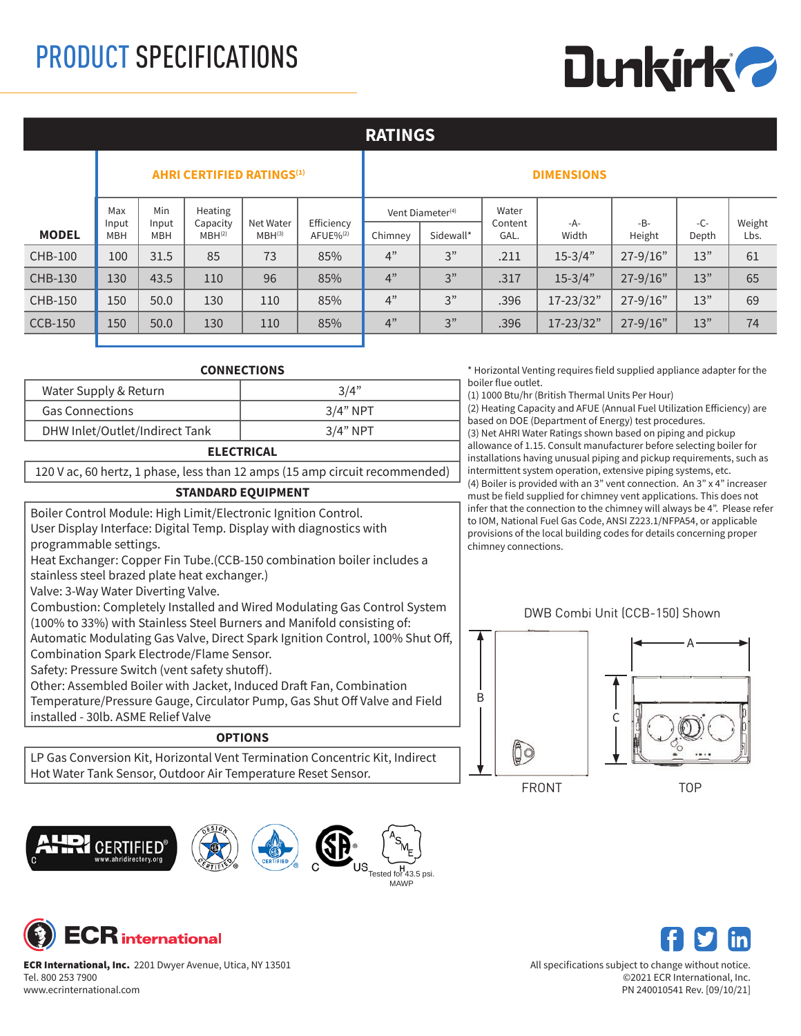# PRODUCT SPECIFICATIONS

## RATINGS

| MODEL | AHRI CERTIFIED RATINGS[1] | | | | | DIMENSIONS | | | | | | | |
|---|---|---|---|---|---|---|---|---|---|---|---|---|---|
| | Max Input MBH | Min Input MBH | Heating Capacity MBH[2] | Net Water MBH[3] | Efficiency AFUE%[2] | Vent Diameter[4] Chimney | Vent Diameter[4] Sidewall* | Water Content GAL. | -A- Width | -B- Height | -C- Depth | Weight Lbs. |
| CHB-100 | 100 | 31.5 | 85 | 73 | 85% | 4” | 3” | .211 | 15-3/4” | 27-9/16” | 13” | 61 |
| CHB-130 | 130 | 43.5 | 110 | 96 | 85% | 4” | 3” | .317 | 15-3/4” | 27-9/16” | 13” | 65 |
| CHB-150 | 150 | 50.0 | 130 | 110 | 85% | 4” | 3” | .396 | 17-23/32” | 27-9/16” | 13” | 69 |
| CCB-150 | 150 | 50.0 | 130 | 110 | 85% | 4” | 3” | .396 | 17-23/32” | 27-9/16” | 13” | 74 |

### CONNECTIONS

| | |
|---|---|
| Water Supply & Return | 3/4” |
| Gas Connections | 3/4” NPT |
| DHW Inlet/Outlet/Indirect Tank | 3/4” NPT |

### ELECTRICAL

120 V ac, 60 hertz, 1 phase, less than 12 amps (15 amp circuit recommended)

### STANDARD EQUIPMENT

Boiler Control Module: High Limit/Electronic Ignition Control.
User Display Interface: Digital Temp. Display with diagnostics with programmable settings.
Heat Exchanger: Copper Fin Tube.(CCB-150 combination boiler includes a stainless steel brazed plate heat exchanger.)
Valve: 3-Way Water Diverting Valve.
Combustion: Completely Installed and Wired Modulating Gas Control System (100% to 33%) with Stainless Steel Burners and Manifold consisting of: Automatic Modulating Gas Valve, Direct Spark Ignition Control, 100% Shut Off, Combination Spark Electrode/Flame Sensor.
Safety: Pressure Switch (vent safety shutoff).
Other: Assembled Boiler with Jacket, Induced Draft Fan, Combination Temperature/Pressure Gauge, Circulator Pump, Gas Shut Off Valve and Field installed - 30lb. ASME Relief Valve

### OPTIONS

LP Gas Conversion Kit, Horizontal Vent Termination Concentric Kit, Indirect Hot Water Tank Sensor, Outdoor Air Temperature Reset Sensor.

* Horizontal Venting requires field supplied appliance adapter for the boiler flue outlet.
(1) 1000 Btu/hr (British Thermal Units Per Hour)
(2) Heating Capacity and AFUE (Annual Fuel Utilization Efficiency) are based on DOE (Department of Energy) test procedures.
(3) Net AHRI Water Ratings shown based on piping and pickup allowance of 1.15. Consult manufacturer before selecting boiler for installations having unusual piping and pickup requirements, such as intermittent system operation, extensive piping systems, etc.
(4) Boiler is provided with an 3" vent connection. An 3" x 4" increaser must be field supplied for chimney vent applications. This does not infer that the connection to the chimney will always be 4". Please refer to IOM, National Fuel Gas Code, ANSI Z223.1/NFPA54, or applicable provisions of the local building codes for details concerning proper chimney connections.

DWB Combi Unit (CCB-150) Shown

B

A

C

FRONT

TOP

Tested for 43.5 psi. MAWP

**ECR International, Inc.** 2201 Dwyer Avenue, Utica, NY 13501
Tel. 800 253 7900
www.ecrinternational.com

All specifications subject to change without notice.
©2021 ECR International, Inc.
PN 240010541 Rev. [09/10/21]